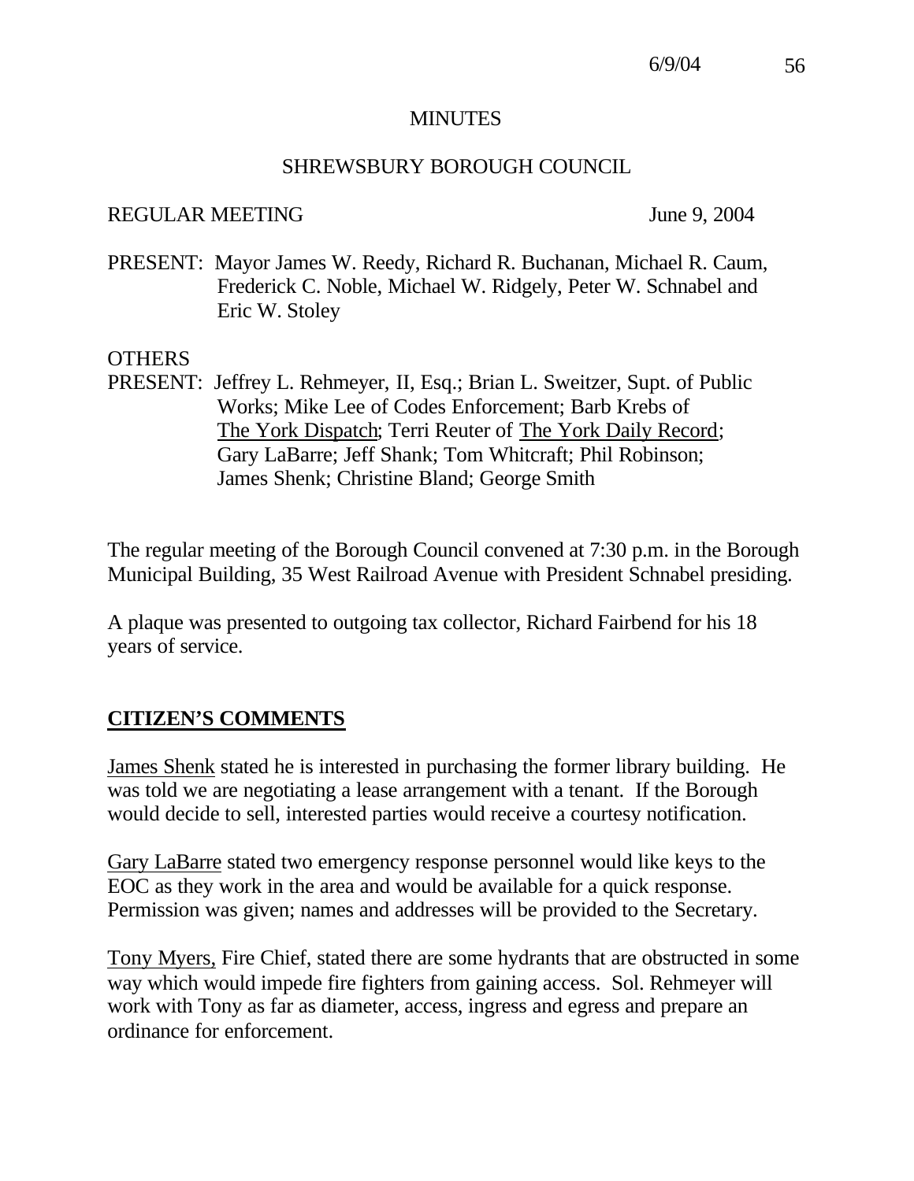MINUTES

SHREWSBURY BOROUGH COUNCIL

REGULAR MEETING June 9, 2004

PRESENT: Mayor James W. Reedy, Richard R. Buchanan, Michael R. Caum, Frederick C. Noble, Michael W. Ridgely, Peter W. Schnabel and Eric W. Stoley

OTHERS PRESENT: Jeffrey L. Rehmeyer, II, Esq.; Brian L. Sweitzer, Supt. of Public Works; Mike Lee of Codes Enforcement; Barb Krebs of The York Dispatch; Terri Reuter of The York Daily Record; Gary LaBarre; Jeff Shank; Tom Whitcraft; Phil Robinson; James Shenk; Christine Bland; George Smith

The regular meeting of the Borough Council convened at 7:30 p.m. in the Borough Municipal Building, 35 West Railroad Avenue with President Schnabel presiding.

A plaque was presented to outgoing tax collector, Richard Fairbend for his 18 years of service.

## CITIZEN'S COMMENTS

James Shenk stated he is interested in purchasing the former library building. He was told we are negotiating a lease arrangement with a tenant. If the Borough would decide to sell, interested parties would receive a courtesy notification.

Gary LaBarre stated two emergency response personnel would like keys to the EOC as they work in the area and would be available for a quick response. Permission was given; names and addresses will be provided to the Secretary.

Tony Myers, Fire Chief, stated there are some hydrants that are obstructed in some way which would impede fire fighters from gaining access. Sol. Rehmeyer will work with Tony as far as diameter, access, ingress and egress and prepare an ordinance for enforcement.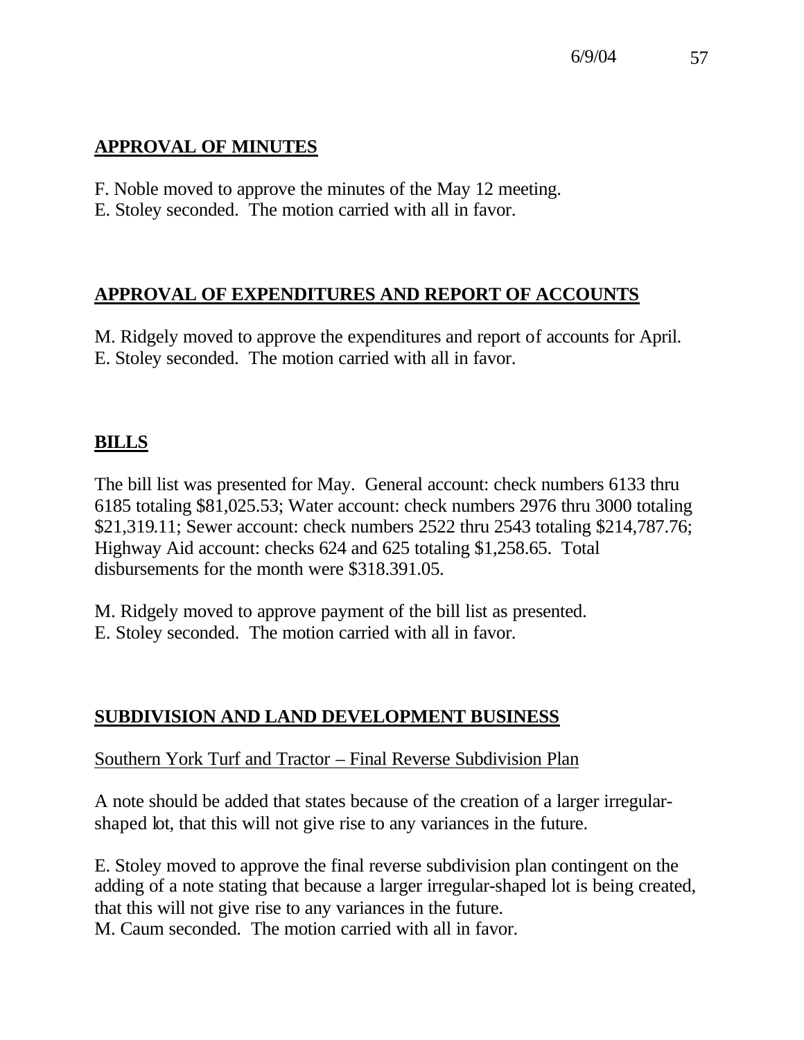## APPROVAL OF MINUTES

F. Noble moved to approve the minutes of the May 12 meeting.
E. Stoley seconded. The motion carried with all in favor.

## APPROVAL OF EXPENDITURES AND REPORT OF ACCOUNTS

M. Ridgely moved to approve the expenditures and report of accounts for April.
E. Stoley seconded. The motion carried with all in favor.

## BILLS

The bill list was presented for May. General account: check numbers 6133 thru 6185 totaling $81,025.53; Water account: check numbers 2976 thru 3000 totaling $21,319.11; Sewer account: check numbers 2522 thru 2543 totaling $214,787.76; Highway Aid account: checks 624 and 625 totaling $1,258.65. Total disbursements for the month were $318.391.05.

M. Ridgely moved to approve payment of the bill list as presented.
E. Stoley seconded. The motion carried with all in favor.

## SUBDIVISION AND LAND DEVELOPMENT BUSINESS

Southern York Turf and Tractor – Final Reverse Subdivision Plan

A note should be added that states because of the creation of a larger irregular-shaped lot, that this will not give rise to any variances in the future.

E. Stoley moved to approve the final reverse subdivision plan contingent on the adding of a note stating that because a larger irregular-shaped lot is being created, that this will not give rise to any variances in the future.
M. Caum seconded. The motion carried with all in favor.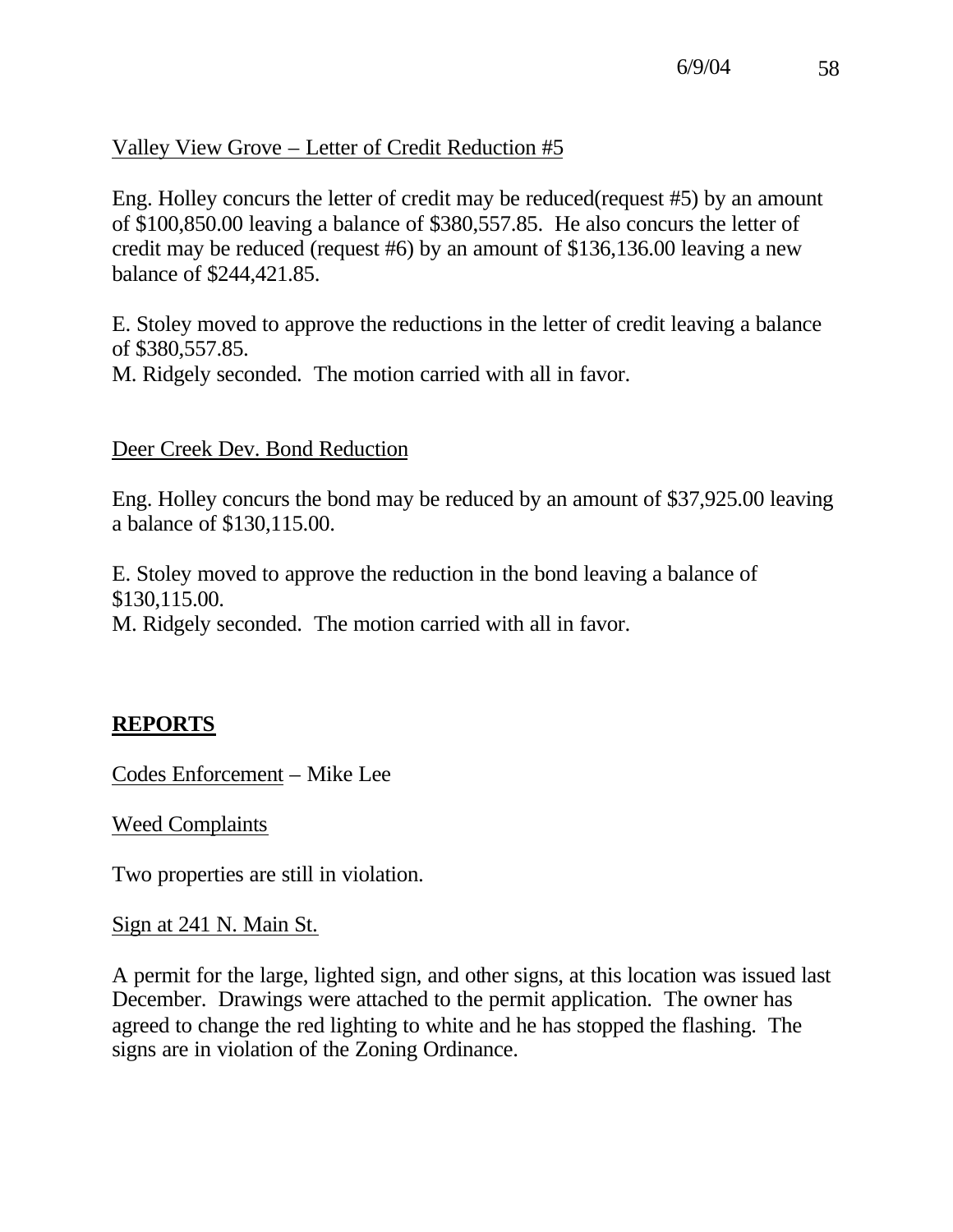Valley View Grove – Letter of Credit Reduction #5

Eng. Holley concurs the letter of credit may be reduced(request #5) by an amount of $100,850.00 leaving a balance of $380,557.85. He also concurs the letter of credit may be reduced (request #6) by an amount of $136,136.00 leaving a new balance of $244,421.85.

E. Stoley moved to approve the reductions in the letter of credit leaving a balance of $380,557.85.
M. Ridgely seconded. The motion carried with all in favor.

Deer Creek Dev. Bond Reduction

Eng. Holley concurs the bond may be reduced by an amount of $37,925.00 leaving a balance of $130,115.00.

E. Stoley moved to approve the reduction in the bond leaving a balance of $130,115.00.
M. Ridgely seconded. The motion carried with all in favor.

## REPORTS

Codes Enforcement – Mike Lee

Weed Complaints

Two properties are still in violation.

Sign at 241 N. Main St.

A permit for the large, lighted sign, and other signs, at this location was issued last December. Drawings were attached to the permit application. The owner has agreed to change the red lighting to white and he has stopped the flashing. The signs are in violation of the Zoning Ordinance.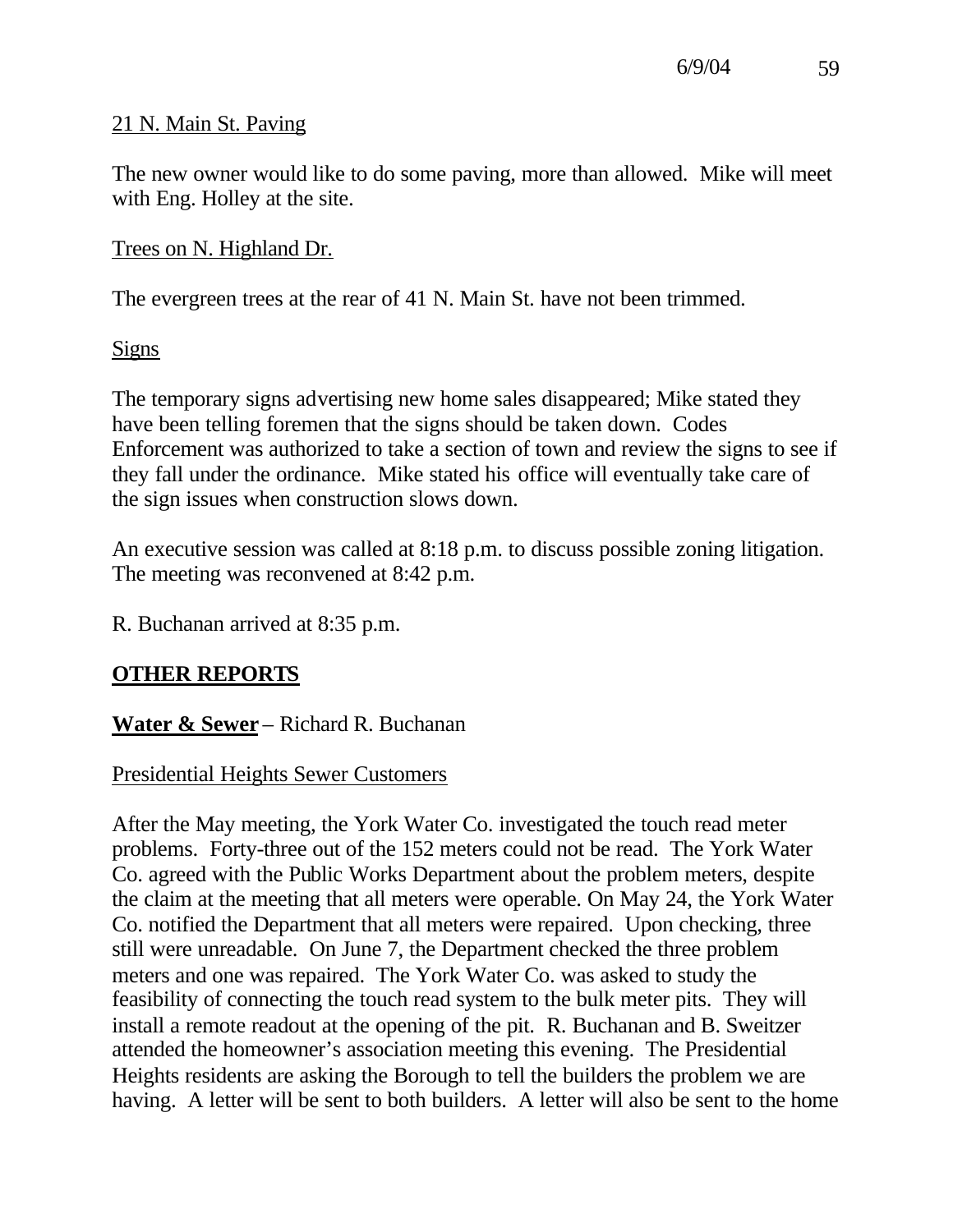<u>21 N. Main St. Paving</u>

The new owner would like to do some paving, more than allowed. Mike will meet with Eng. Holley at the site.

<u>Trees on N. Highland Dr.</u>

The evergreen trees at the rear of 41 N. Main St. have not been trimmed.

<u>Signs</u>

The temporary signs advertising new home sales disappeared; Mike stated they have been telling foremen that the signs should be taken down. Codes Enforcement was authorized to take a section of town and review the signs to see if they fall under the ordinance. Mike stated his office will eventually take care of the sign issues when construction slows down.

An executive session was called at 8:18 p.m. to discuss possible zoning litigation. The meeting was reconvened at 8:42 p.m.

R. Buchanan arrived at 8:35 p.m.

## OTHER REPORTS

**Water & Sewer** – Richard R. Buchanan

<u>Presidential Heights Sewer Customers</u>

After the May meeting, the York Water Co. investigated the touch read meter problems. Forty-three out of the 152 meters could not be read. The York Water Co. agreed with the Public Works Department about the problem meters, despite the claim at the meeting that all meters were operable. On May 24, the York Water Co. notified the Department that all meters were repaired. Upon checking, three still were unreadable. On June 7, the Department checked the three problem meters and one was repaired. The York Water Co. was asked to study the feasibility of connecting the touch read system to the bulk meter pits. They will install a remote readout at the opening of the pit. R. Buchanan and B. Sweitzer attended the homeowner's association meeting this evening. The Presidential Heights residents are asking the Borough to tell the builders the problem we are having. A letter will be sent to both builders. A letter will also be sent to the home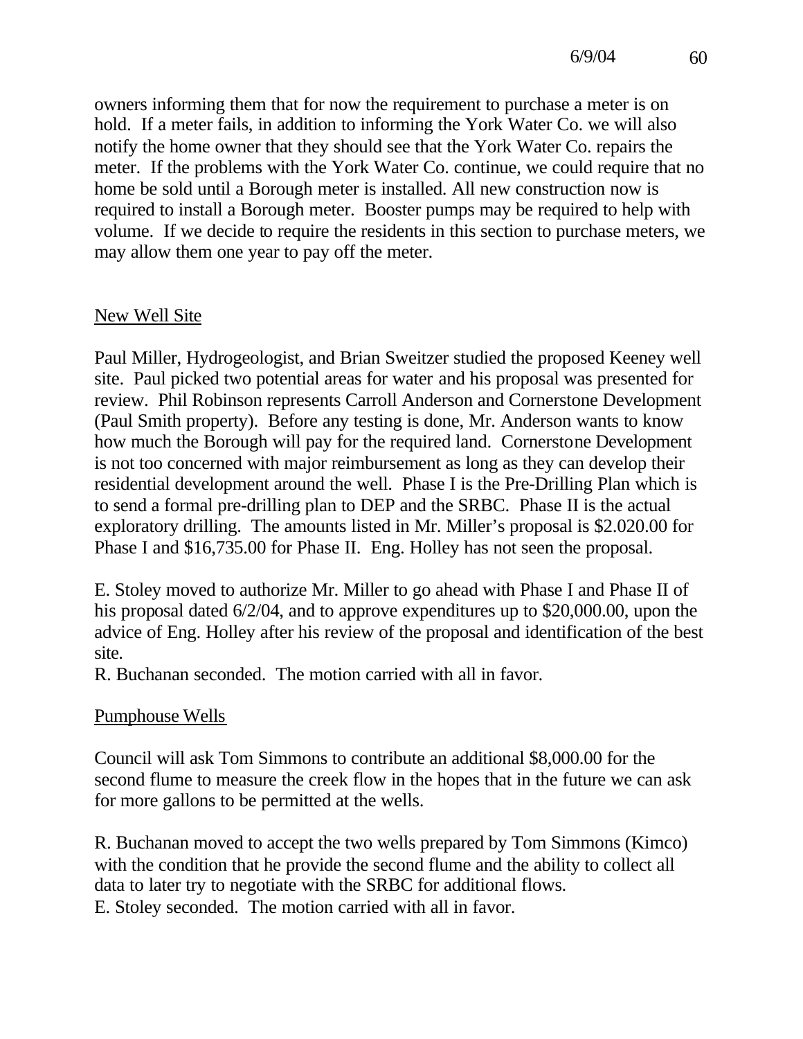owners informing them that for now the requirement to purchase a meter is on hold. If a meter fails, in addition to informing the York Water Co. we will also notify the home owner that they should see that the York Water Co. repairs the meter. If the problems with the York Water Co. continue, we could require that no home be sold until a Borough meter is installed. All new construction now is required to install a Borough meter. Booster pumps may be required to help with volume. If we decide to require the residents in this section to purchase meters, we may allow them one year to pay off the meter.

## New Well Site

Paul Miller, Hydrogeologist, and Brian Sweitzer studied the proposed Keeney well site. Paul picked two potential areas for water and his proposal was presented for review. Phil Robinson represents Carroll Anderson and Cornerstone Development (Paul Smith property). Before any testing is done, Mr. Anderson wants to know how much the Borough will pay for the required land. Cornerstone Development is not too concerned with major reimbursement as long as they can develop their residential development around the well. Phase I is the Pre-Drilling Plan which is to send a formal pre-drilling plan to DEP and the SRBC. Phase II is the actual exploratory drilling. The amounts listed in Mr. Miller's proposal is $2.020.00 for Phase I and $16,735.00 for Phase II. Eng. Holley has not seen the proposal.

E. Stoley moved to authorize Mr. Miller to go ahead with Phase I and Phase II of his proposal dated 6/2/04, and to approve expenditures up to $20,000.00, upon the advice of Eng. Holley after his review of the proposal and identification of the best site.
R. Buchanan seconded. The motion carried with all in favor.

## Pumphouse Wells

Council will ask Tom Simmons to contribute an additional $8,000.00 for the second flume to measure the creek flow in the hopes that in the future we can ask for more gallons to be permitted at the wells.

R. Buchanan moved to accept the two wells prepared by Tom Simmons (Kimco) with the condition that he provide the second flume and the ability to collect all data to later try to negotiate with the SRBC for additional flows.
E. Stoley seconded. The motion carried with all in favor.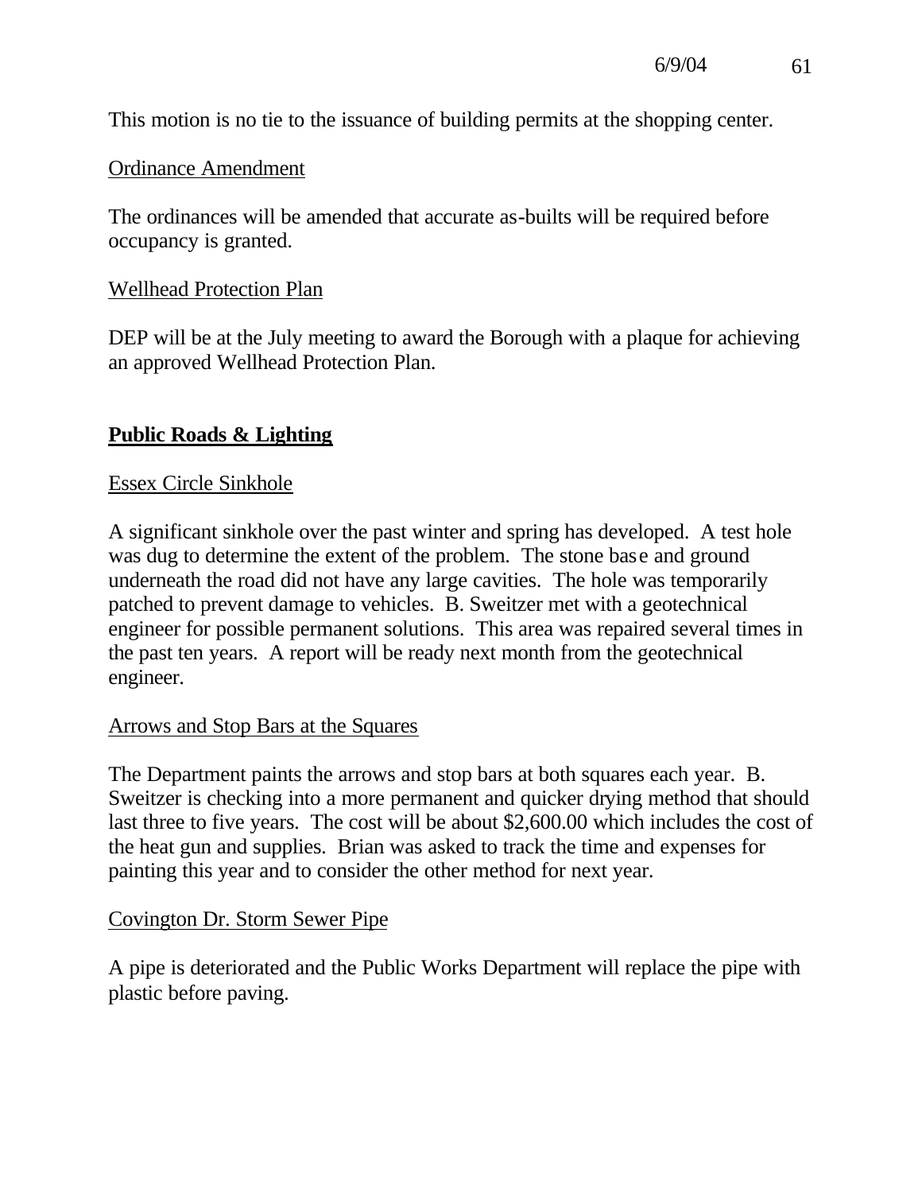This motion is no tie to the issuance of building permits at the shopping center.

Ordinance Amendment

The ordinances will be amended that accurate as-builts will be required before occupancy is granted.

Wellhead Protection Plan

DEP will be at the July meeting to award the Borough with a plaque for achieving an approved Wellhead Protection Plan.

## Public Roads & Lighting

Essex Circle Sinkhole

A significant sinkhole over the past winter and spring has developed. A test hole was dug to determine the extent of the problem. The stone base and ground underneath the road did not have any large cavities. The hole was temporarily patched to prevent damage to vehicles. B. Sweitzer met with a geotechnical engineer for possible permanent solutions. This area was repaired several times in the past ten years. A report will be ready next month from the geotechnical engineer.

Arrows and Stop Bars at the Squares

The Department paints the arrows and stop bars at both squares each year. B. Sweitzer is checking into a more permanent and quicker drying method that should last three to five years. The cost will be about $2,600.00 which includes the cost of the heat gun and supplies. Brian was asked to track the time and expenses for painting this year and to consider the other method for next year.

Covington Dr. Storm Sewer Pipe

A pipe is deteriorated and the Public Works Department will replace the pipe with plastic before paving.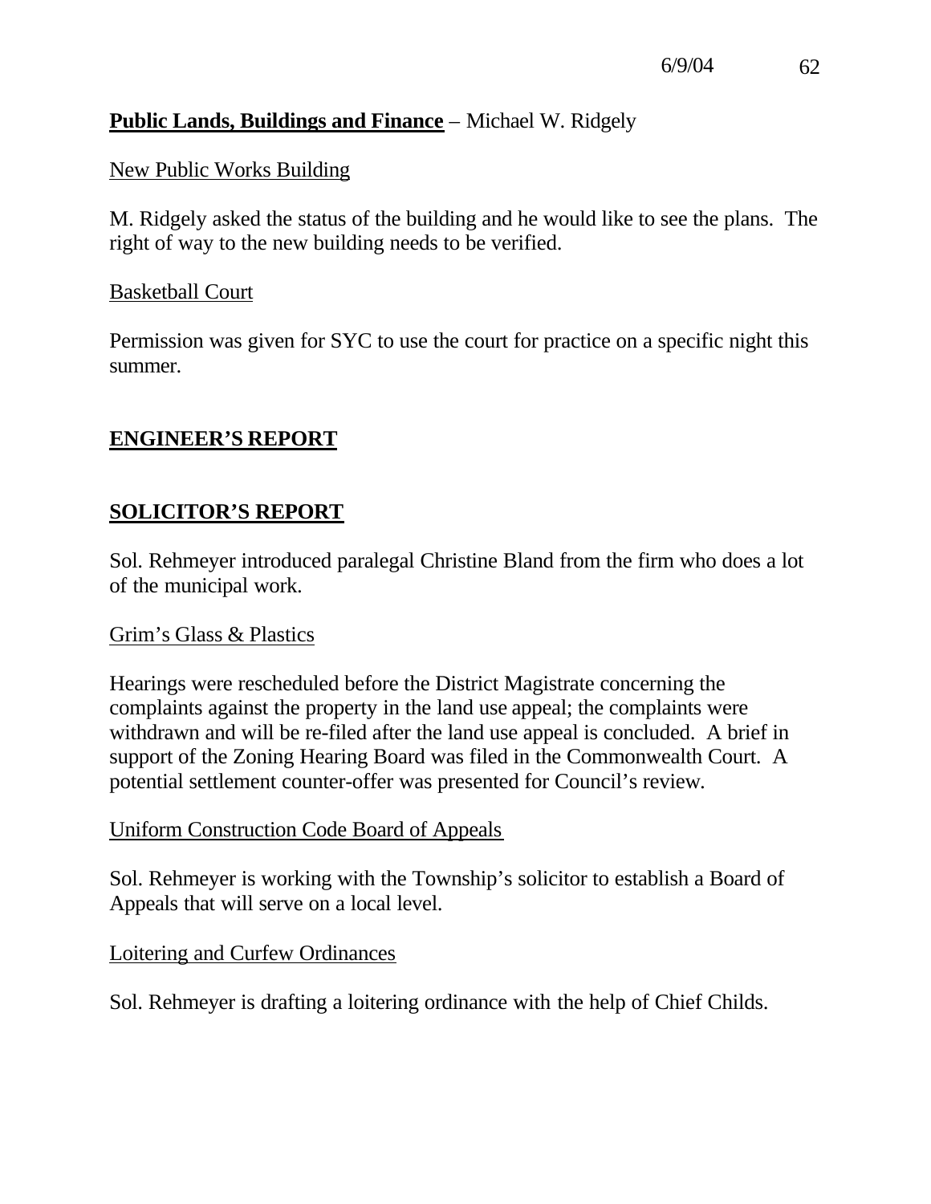**Public Lands, Buildings and Finance** – Michael W. Ridgely

New Public Works Building

M. Ridgely asked the status of the building and he would like to see the plans. The right of way to the new building needs to be verified.

Basketball Court

Permission was given for SYC to use the court for practice on a specific night this summer.

## ENGINEER'S REPORT

## SOLICITOR'S REPORT

Sol. Rehmeyer introduced paralegal Christine Bland from the firm who does a lot of the municipal work.

Grim's Glass & Plastics

Hearings were rescheduled before the District Magistrate concerning the complaints against the property in the land use appeal; the complaints were withdrawn and will be re-filed after the land use appeal is concluded. A brief in support of the Zoning Hearing Board was filed in the Commonwealth Court. A potential settlement counter-offer was presented for Council's review.

Uniform Construction Code Board of Appeals

Sol. Rehmeyer is working with the Township's solicitor to establish a Board of Appeals that will serve on a local level.

Loitering and Curfew Ordinances

Sol. Rehmeyer is drafting a loitering ordinance with the help of Chief Childs.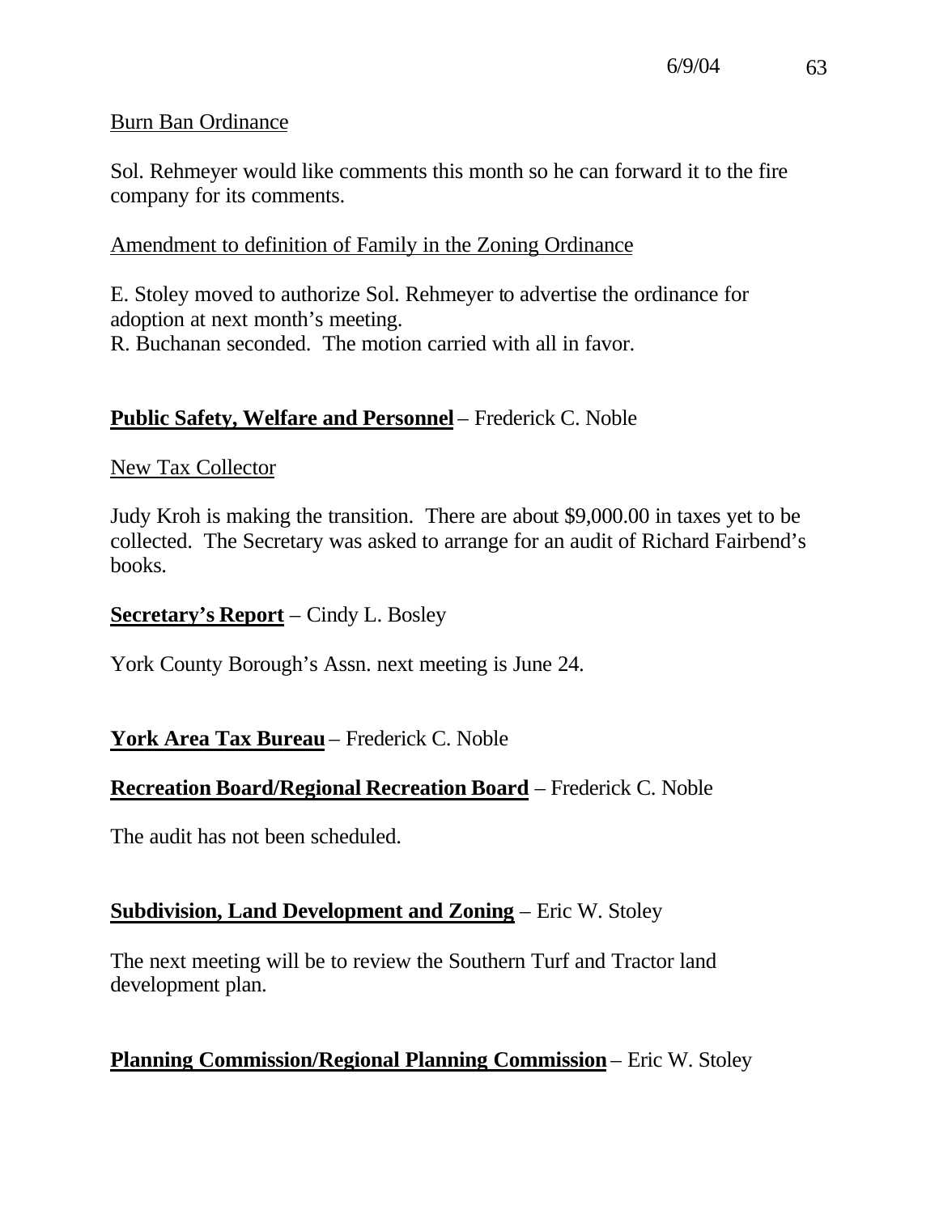Burn Ban Ordinance

Sol. Rehmeyer would like comments this month so he can forward it to the fire company for its comments.

Amendment to definition of Family in the Zoning Ordinance

E. Stoley moved to authorize Sol. Rehmeyer to advertise the ordinance for adoption at next month's meeting.
R. Buchanan seconded. The motion carried with all in favor.

**Public Safety, Welfare and Personnel** – Frederick C. Noble

New Tax Collector

Judy Kroh is making the transition. There are about $9,000.00 in taxes yet to be collected. The Secretary was asked to arrange for an audit of Richard Fairbend's books.

**Secretary's Report** – Cindy L. Bosley

York County Borough's Assn. next meeting is June 24.

**York Area Tax Bureau** – Frederick C. Noble

**Recreation Board/Regional Recreation Board** – Frederick C. Noble

The audit has not been scheduled.

**Subdivision, Land Development and Zoning** – Eric W. Stoley

The next meeting will be to review the Southern Turf and Tractor land development plan.

**Planning Commission/Regional Planning Commission** – Eric W. Stoley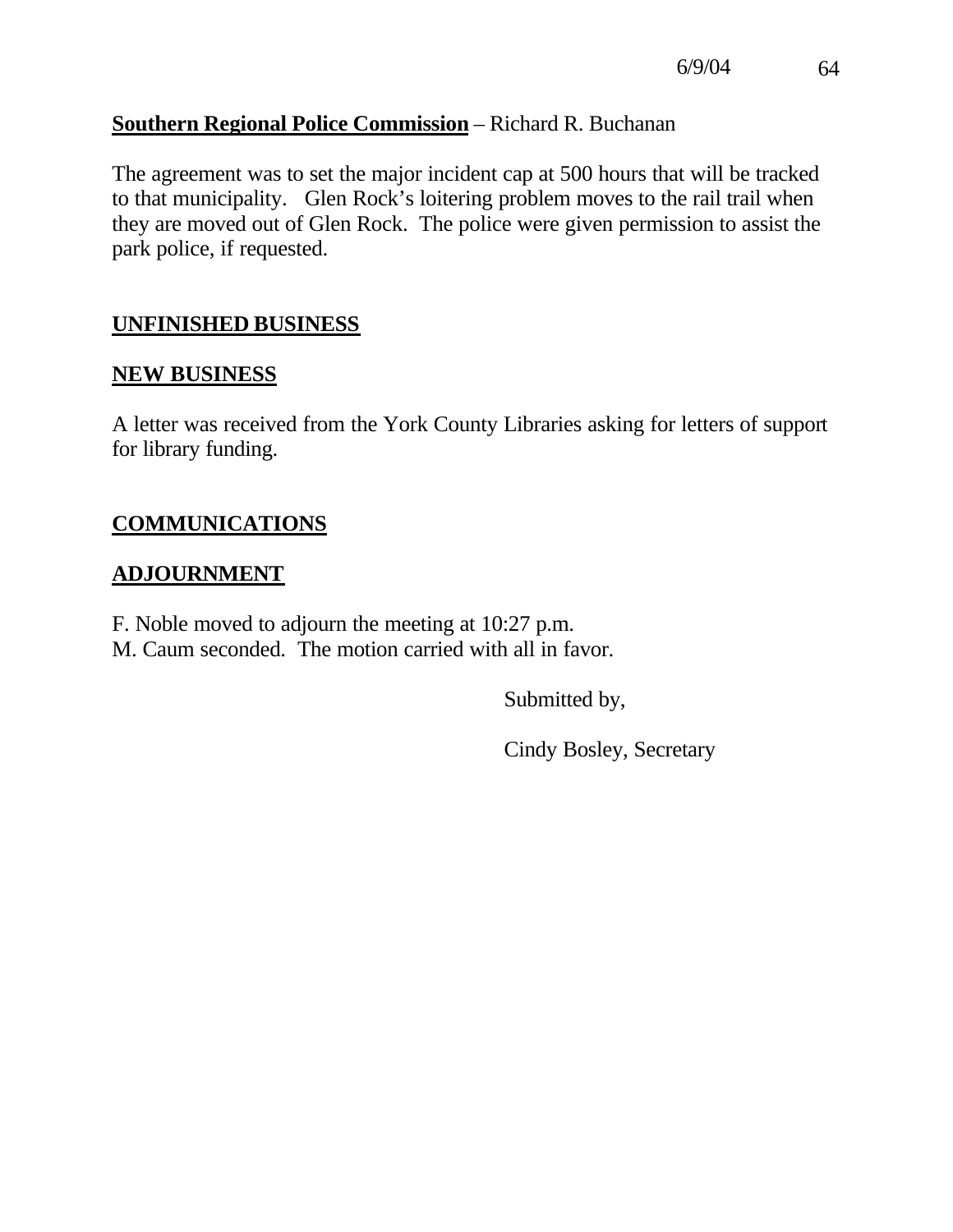**Southern Regional Police Commission** – Richard R. Buchanan

The agreement was to set the major incident cap at 500 hours that will be tracked to that municipality. Glen Rock's loitering problem moves to the rail trail when they are moved out of Glen Rock. The police were given permission to assist the park police, if requested.

## UNFINISHED BUSINESS

## NEW BUSINESS

A letter was received from the York County Libraries asking for letters of support for library funding.

## COMMUNICATIONS

## ADJOURNMENT

F. Noble moved to adjourn the meeting at 10:27 p.m.
M. Caum seconded. The motion carried with all in favor.

Submitted by,

Cindy Bosley, Secretary